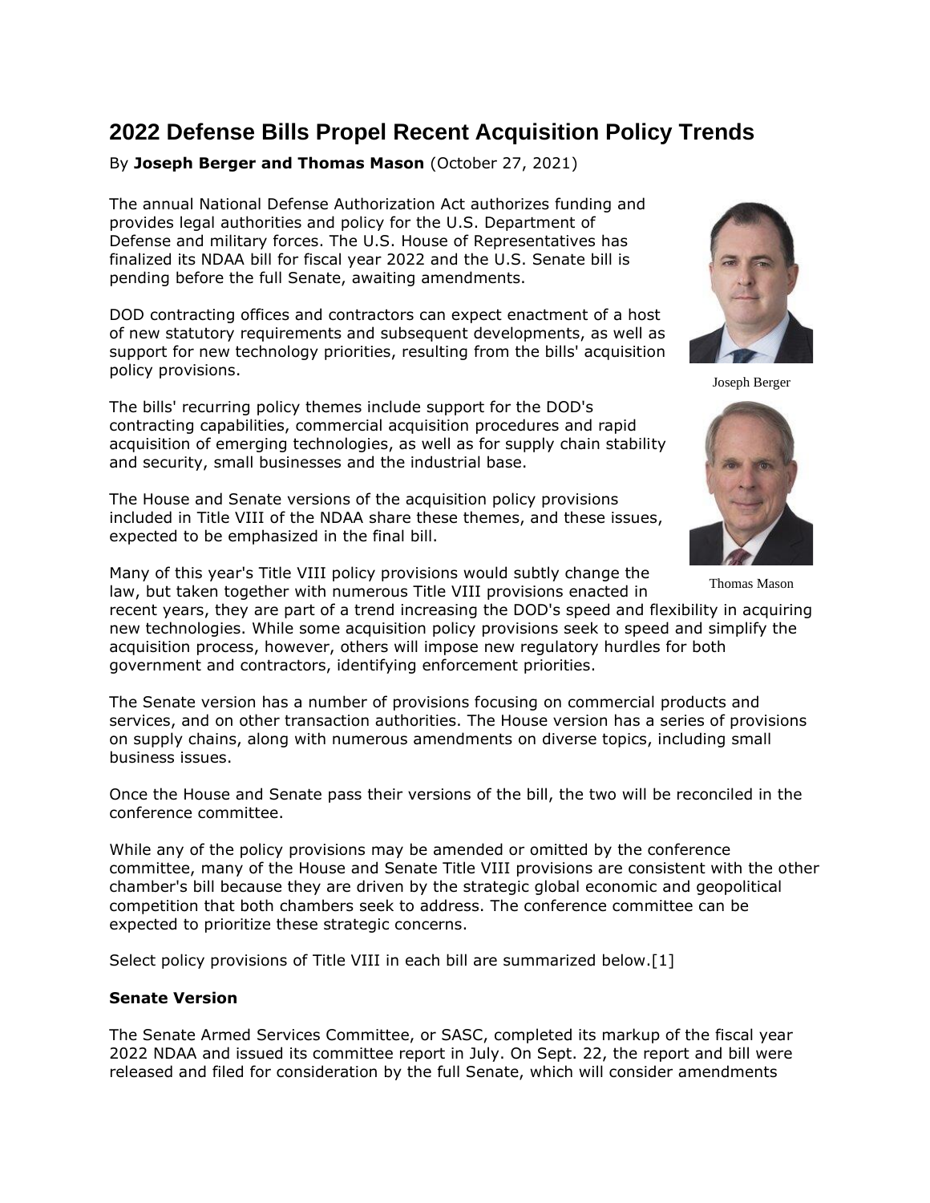# 2022 Defense Bills Propel Recent Acquisition Policy Trends

By **Joseph Berger and Thomas Mason** (October 27, 2021)

The annual National Defense Authorization Act authorizes funding and provides legal authorities and policy for the U.S. Department of Defense and military forces. The U.S. House of Representatives has finalized its NDAA bill for fiscal year 2022 and the U.S. Senate bill is pending before the full Senate, awaiting amendments.

DOD contracting offices and contractors can expect enactment of a host of new statutory requirements and subsequent developments, as well as support for new technology priorities, resulting from the bills' acquisition policy provisions.

Joseph Berger

The bills' recurring policy themes include support for the DOD's contracting capabilities, commercial acquisition procedures and rapid acquisition of emerging technologies, as well as for supply chain stability and security, small businesses and the industrial base.

The House and Senate versions of the acquisition policy provisions included in Title VIII of the NDAA share these themes, and these issues, expected to be emphasized in the final bill.

Thomas Mason

Many of this year's Title VIII policy provisions would subtly change the law, but taken together with numerous Title VIII provisions enacted in recent years, they are part of a trend increasing the DOD's speed and flexibility in acquiring new technologies. While some acquisition policy provisions seek to speed and simplify the acquisition process, however, others will impose new regulatory hurdles for both government and contractors, identifying enforcement priorities.

The Senate version has a number of provisions focusing on commercial products and services, and on other transaction authorities. The House version has a series of provisions on supply chains, along with numerous amendments on diverse topics, including small business issues.

Once the House and Senate pass their versions of the bill, the two will be reconciled in the conference committee.

While any of the policy provisions may be amended or omitted by the conference committee, many of the House and Senate Title VIII provisions are consistent with the other chamber's bill because they are driven by the strategic global economic and geopolitical competition that both chambers seek to address. The conference committee can be expected to prioritize these strategic concerns.

Select policy provisions of Title VIII in each bill are summarized below.[1]

**Senate Version**

The Senate Armed Services Committee, or SASC, completed its markup of the fiscal year 2022 NDAA and issued its committee report in July. On Sept. 22, the report and bill were released and filed for consideration by the full Senate, which will consider amendments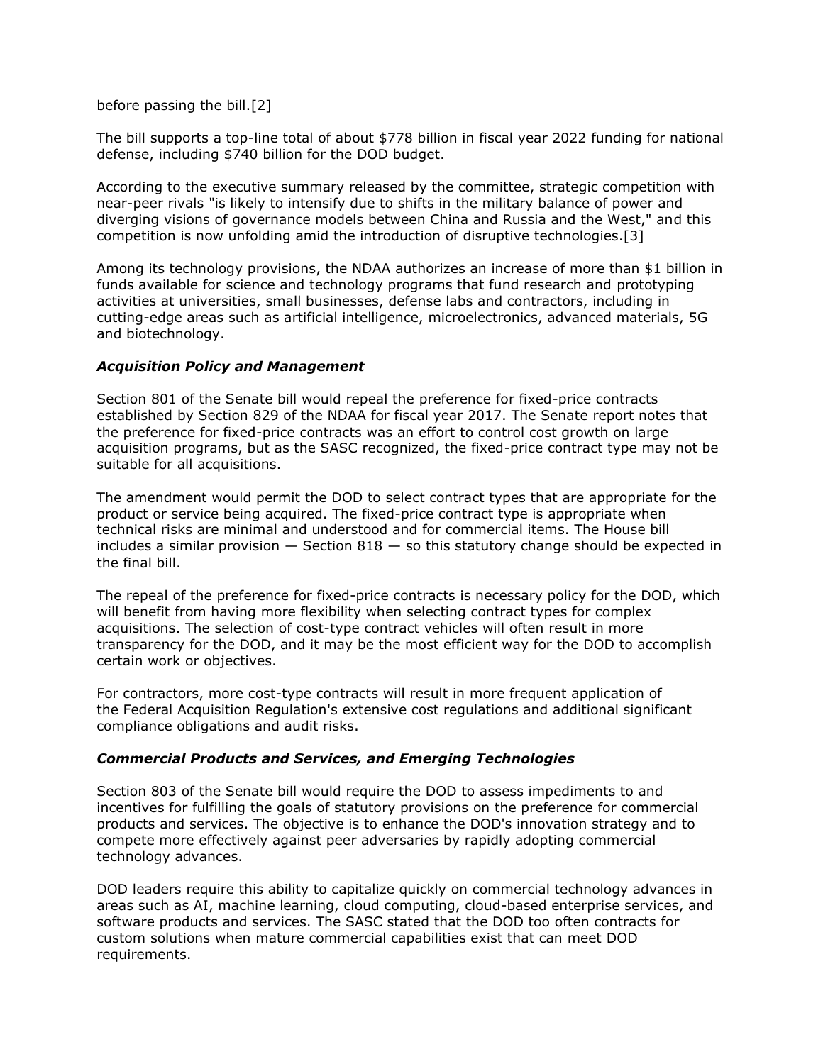before passing the bill.[2]

The bill supports a top-line total of about $778 billion in fiscal year 2022 funding for national defense, including $740 billion for the DOD budget.

According to the executive summary released by the committee, strategic competition with near-peer rivals "is likely to intensify due to shifts in the military balance of power and diverging visions of governance models between China and Russia and the West," and this competition is now unfolding amid the introduction of disruptive technologies.[3]

Among its technology provisions, the NDAA authorizes an increase of more than $1 billion in funds available for science and technology programs that fund research and prototyping activities at universities, small businesses, defense labs and contractors, including in cutting-edge areas such as artificial intelligence, microelectronics, advanced materials, 5G and biotechnology.

***Acquisition Policy and Management***

Section 801 of the Senate bill would repeal the preference for fixed-price contracts established by Section 829 of the NDAA for fiscal year 2017. The Senate report notes that the preference for fixed-price contracts was an effort to control cost growth on large acquisition programs, but as the SASC recognized, the fixed-price contract type may not be suitable for all acquisitions.

The amendment would permit the DOD to select contract types that are appropriate for the product or service being acquired. The fixed-price contract type is appropriate when technical risks are minimal and understood and for commercial items. The House bill includes a similar provision — Section 818 — so this statutory change should be expected in the final bill.

The repeal of the preference for fixed-price contracts is necessary policy for the DOD, which will benefit from having more flexibility when selecting contract types for complex acquisitions. The selection of cost-type contract vehicles will often result in more transparency for the DOD, and it may be the most efficient way for the DOD to accomplish certain work or objectives.

For contractors, more cost-type contracts will result in more frequent application of the Federal Acquisition Regulation's extensive cost regulations and additional significant compliance obligations and audit risks.

***Commercial Products and Services, and Emerging Technologies***

Section 803 of the Senate bill would require the DOD to assess impediments to and incentives for fulfilling the goals of statutory provisions on the preference for commercial products and services. The objective is to enhance the DOD's innovation strategy and to compete more effectively against peer adversaries by rapidly adopting commercial technology advances.

DOD leaders require this ability to capitalize quickly on commercial technology advances in areas such as AI, machine learning, cloud computing, cloud-based enterprise services, and software products and services. The SASC stated that the DOD too often contracts for custom solutions when mature commercial capabilities exist that can meet DOD requirements.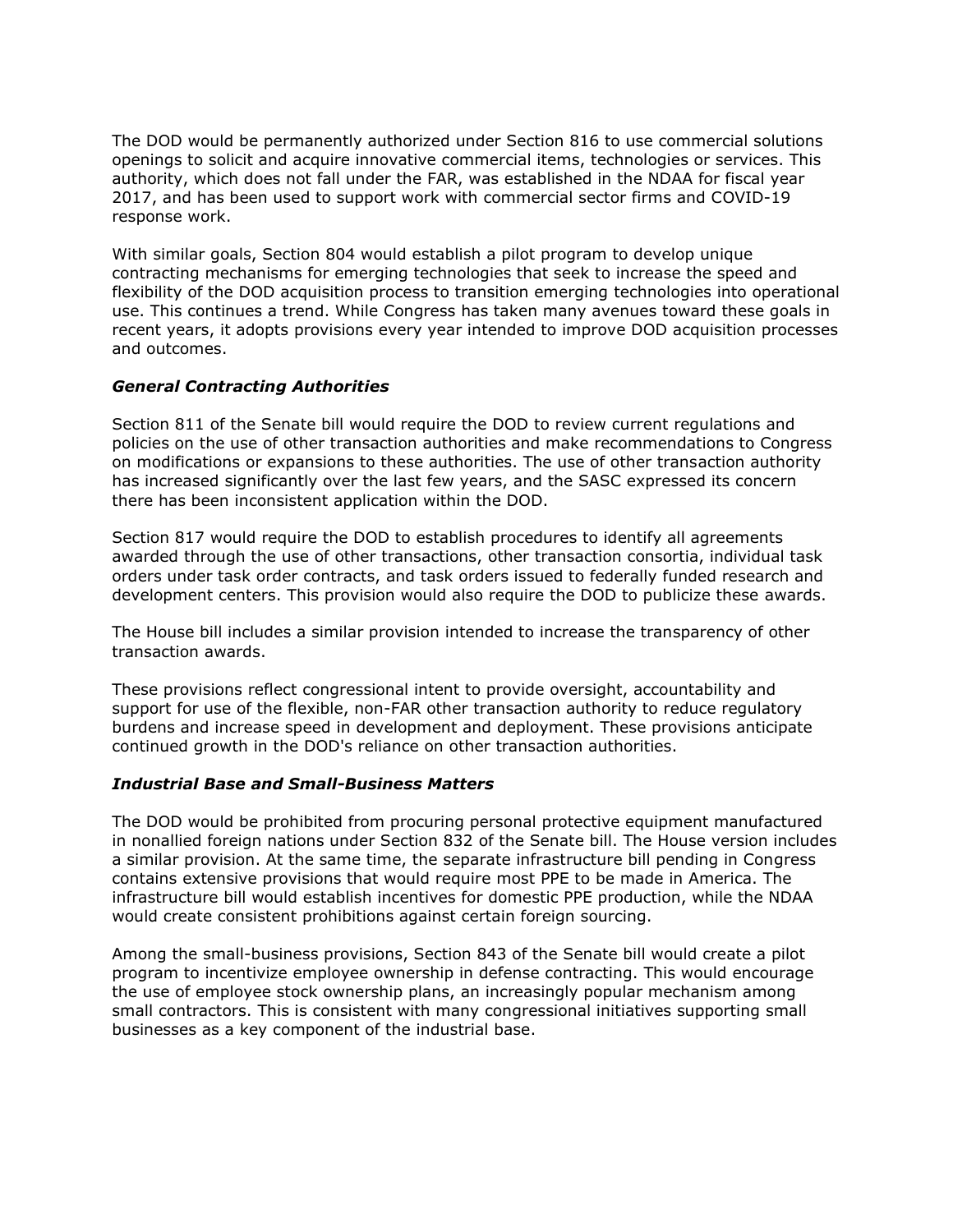The DOD would be permanently authorized under Section 816 to use commercial solutions openings to solicit and acquire innovative commercial items, technologies or services. This authority, which does not fall under the FAR, was established in the NDAA for fiscal year 2017, and has been used to support work with commercial sector firms and COVID-19 response work.

With similar goals, Section 804 would establish a pilot program to develop unique contracting mechanisms for emerging technologies that seek to increase the speed and flexibility of the DOD acquisition process to transition emerging technologies into operational use. This continues a trend. While Congress has taken many avenues toward these goals in recent years, it adopts provisions every year intended to improve DOD acquisition processes and outcomes.

### *General Contracting Authorities*

Section 811 of the Senate bill would require the DOD to review current regulations and policies on the use of other transaction authorities and make recommendations to Congress on modifications or expansions to these authorities. The use of other transaction authority has increased significantly over the last few years, and the SASC expressed its concern there has been inconsistent application within the DOD.

Section 817 would require the DOD to establish procedures to identify all agreements awarded through the use of other transactions, other transaction consortia, individual task orders under task order contracts, and task orders issued to federally funded research and development centers. This provision would also require the DOD to publicize these awards.

The House bill includes a similar provision intended to increase the transparency of other transaction awards.

These provisions reflect congressional intent to provide oversight, accountability and support for use of the flexible, non-FAR other transaction authority to reduce regulatory burdens and increase speed in development and deployment. These provisions anticipate continued growth in the DOD's reliance on other transaction authorities.

### *Industrial Base and Small-Business Matters*

The DOD would be prohibited from procuring personal protective equipment manufactured in nonallied foreign nations under Section 832 of the Senate bill. The House version includes a similar provision. At the same time, the separate infrastructure bill pending in Congress contains extensive provisions that would require most PPE to be made in America. The infrastructure bill would establish incentives for domestic PPE production, while the NDAA would create consistent prohibitions against certain foreign sourcing.

Among the small-business provisions, Section 843 of the Senate bill would create a pilot program to incentivize employee ownership in defense contracting. This would encourage the use of employee stock ownership plans, an increasingly popular mechanism among small contractors. This is consistent with many congressional initiatives supporting small businesses as a key component of the industrial base.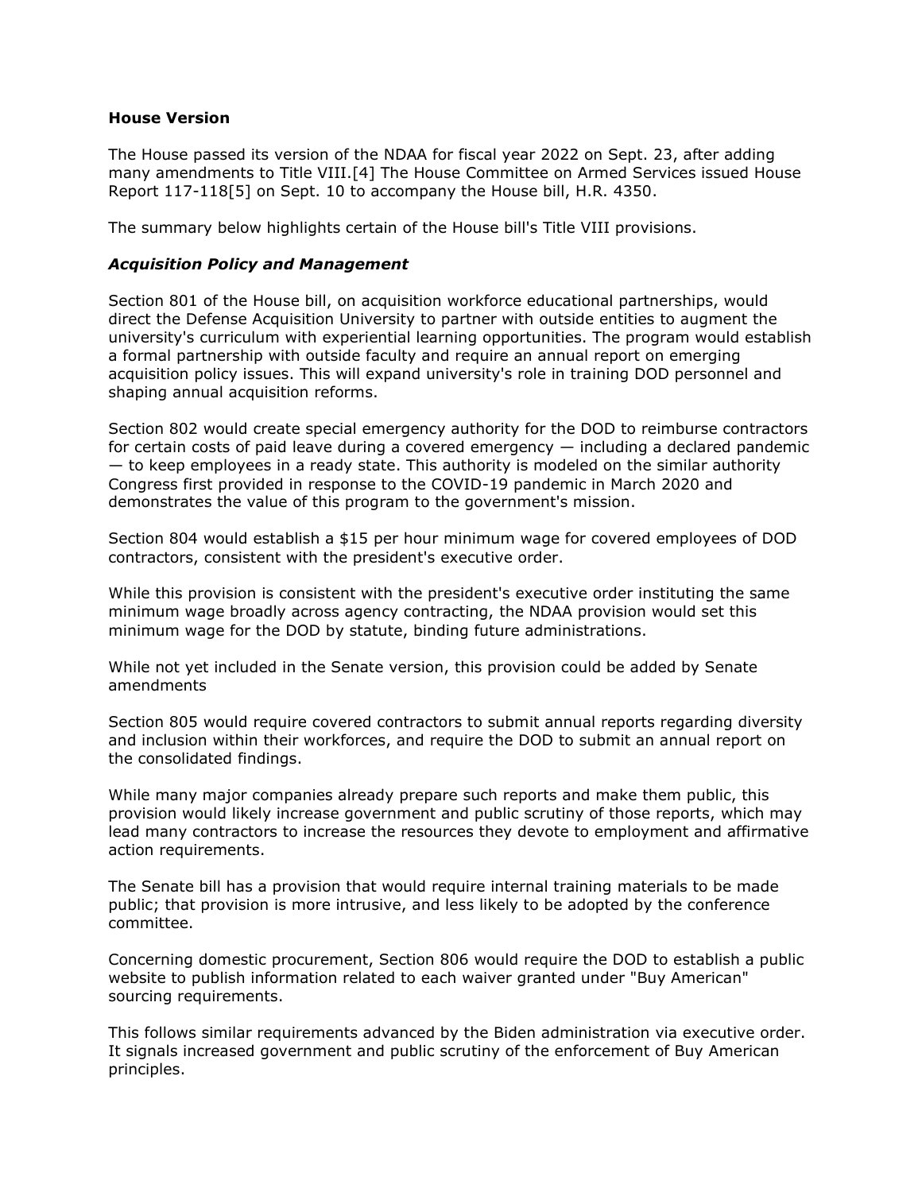**House Version**

The House passed its version of the NDAA for fiscal year 2022 on Sept. 23, after adding many amendments to Title VIII.[4] The House Committee on Armed Services issued House Report 117-118[5] on Sept. 10 to accompany the House bill, H.R. 4350.

The summary below highlights certain of the House bill's Title VIII provisions.

***Acquisition Policy and Management***

Section 801 of the House bill, on acquisition workforce educational partnerships, would direct the Defense Acquisition University to partner with outside entities to augment the university's curriculum with experiential learning opportunities. The program would establish a formal partnership with outside faculty and require an annual report on emerging acquisition policy issues. This will expand university's role in training DOD personnel and shaping annual acquisition reforms.

Section 802 would create special emergency authority for the DOD to reimburse contractors for certain costs of paid leave during a covered emergency — including a declared pandemic — to keep employees in a ready state. This authority is modeled on the similar authority Congress first provided in response to the COVID-19 pandemic in March 2020 and demonstrates the value of this program to the government's mission.

Section 804 would establish a $15 per hour minimum wage for covered employees of DOD contractors, consistent with the president's executive order.

While this provision is consistent with the president's executive order instituting the same minimum wage broadly across agency contracting, the NDAA provision would set this minimum wage for the DOD by statute, binding future administrations.

While not yet included in the Senate version, this provision could be added by Senate amendments

Section 805 would require covered contractors to submit annual reports regarding diversity and inclusion within their workforces, and require the DOD to submit an annual report on the consolidated findings.

While many major companies already prepare such reports and make them public, this provision would likely increase government and public scrutiny of those reports, which may lead many contractors to increase the resources they devote to employment and affirmative action requirements.

The Senate bill has a provision that would require internal training materials to be made public; that provision is more intrusive, and less likely to be adopted by the conference committee.

Concerning domestic procurement, Section 806 would require the DOD to establish a public website to publish information related to each waiver granted under "Buy American" sourcing requirements.

This follows similar requirements advanced by the Biden administration via executive order. It signals increased government and public scrutiny of the enforcement of Buy American principles.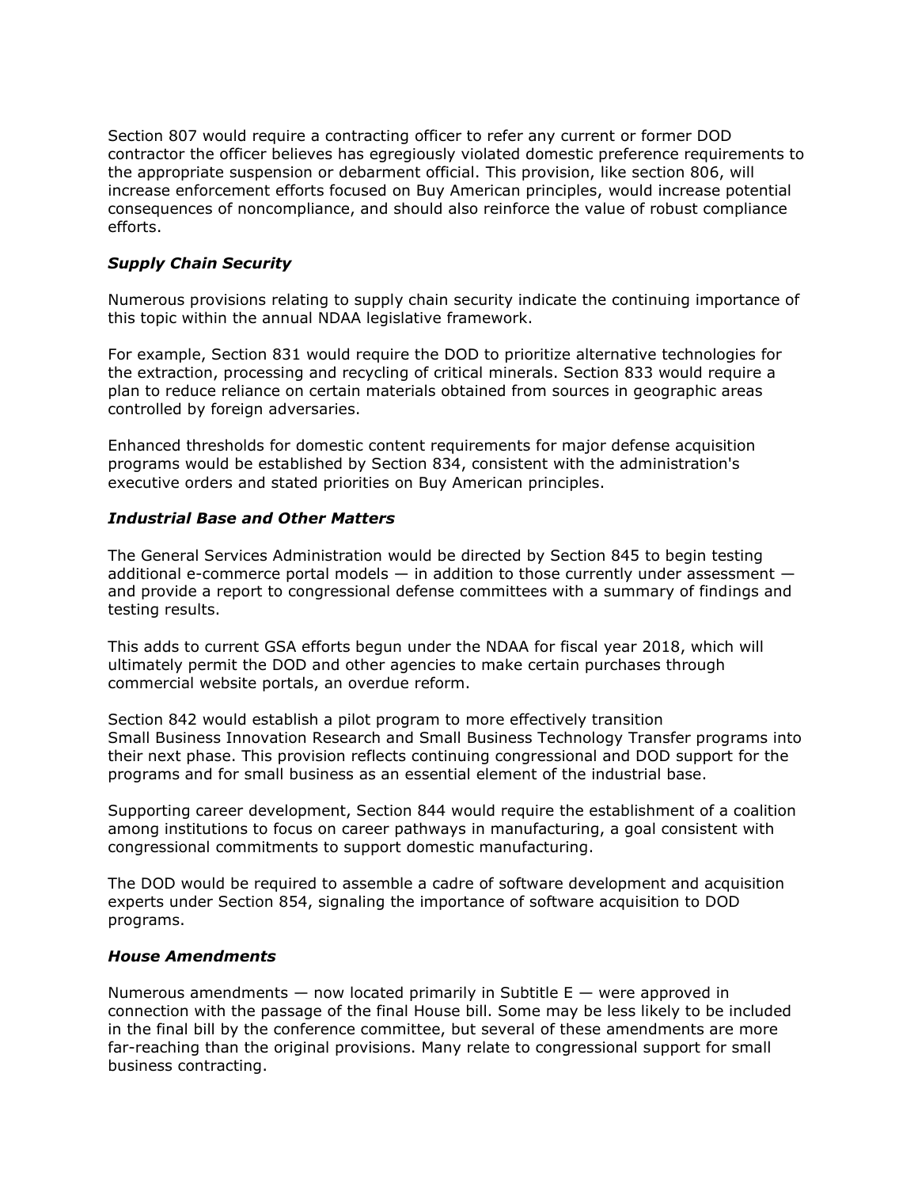Section 807 would require a contracting officer to refer any current or former DOD contractor the officer believes has egregiously violated domestic preference requirements to the appropriate suspension or debarment official. This provision, like section 806, will increase enforcement efforts focused on Buy American principles, would increase potential consequences of noncompliance, and should also reinforce the value of robust compliance efforts.

### *Supply Chain Security*

Numerous provisions relating to supply chain security indicate the continuing importance of this topic within the annual NDAA legislative framework.

For example, Section 831 would require the DOD to prioritize alternative technologies for the extraction, processing and recycling of critical minerals. Section 833 would require a plan to reduce reliance on certain materials obtained from sources in geographic areas controlled by foreign adversaries.

Enhanced thresholds for domestic content requirements for major defense acquisition programs would be established by Section 834, consistent with the administration's executive orders and stated priorities on Buy American principles.

### *Industrial Base and Other Matters*

The General Services Administration would be directed by Section 845 to begin testing additional e-commerce portal models — in addition to those currently under assessment — and provide a report to congressional defense committees with a summary of findings and testing results.

This adds to current GSA efforts begun under the NDAA for fiscal year 2018, which will ultimately permit the DOD and other agencies to make certain purchases through commercial website portals, an overdue reform.

Section 842 would establish a pilot program to more effectively transition Small Business Innovation Research and Small Business Technology Transfer programs into their next phase. This provision reflects continuing congressional and DOD support for the programs and for small business as an essential element of the industrial base.

Supporting career development, Section 844 would require the establishment of a coalition among institutions to focus on career pathways in manufacturing, a goal consistent with congressional commitments to support domestic manufacturing.

The DOD would be required to assemble a cadre of software development and acquisition experts under Section 854, signaling the importance of software acquisition to DOD programs.

### *House Amendments*

Numerous amendments — now located primarily in Subtitle E — were approved in connection with the passage of the final House bill. Some may be less likely to be included in the final bill by the conference committee, but several of these amendments are more far-reaching than the original provisions. Many relate to congressional support for small business contracting.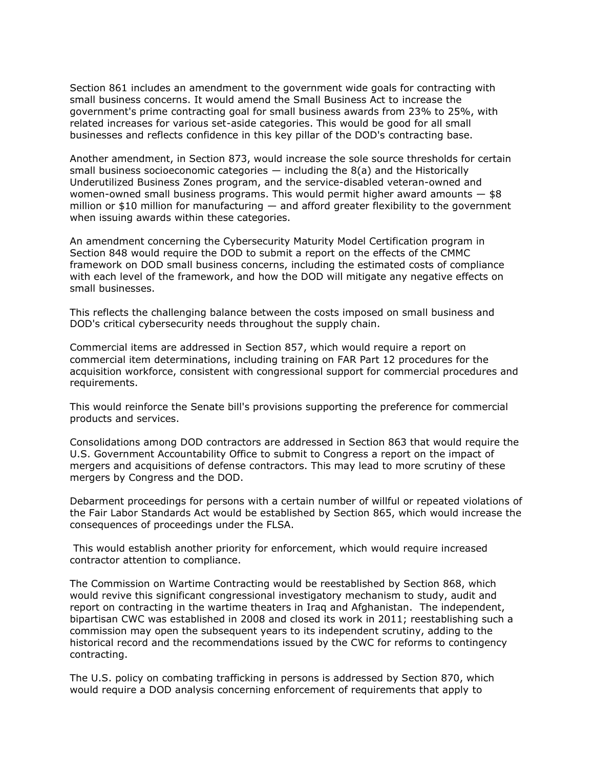Section 861 includes an amendment to the government wide goals for contracting with small business concerns. It would amend the Small Business Act to increase the government's prime contracting goal for small business awards from 23% to 25%, with related increases for various set-aside categories. This would be good for all small businesses and reflects confidence in this key pillar of the DOD's contracting base.

Another amendment, in Section 873, would increase the sole source thresholds for certain small business socioeconomic categories — including the 8(a) and the Historically Underutilized Business Zones program, and the service-disabled veteran-owned and women-owned small business programs. This would permit higher award amounts — $8 million or $10 million for manufacturing — and afford greater flexibility to the government when issuing awards within these categories.

An amendment concerning the Cybersecurity Maturity Model Certification program in Section 848 would require the DOD to submit a report on the effects of the CMMC framework on DOD small business concerns, including the estimated costs of compliance with each level of the framework, and how the DOD will mitigate any negative effects on small businesses.

This reflects the challenging balance between the costs imposed on small business and DOD's critical cybersecurity needs throughout the supply chain.

Commercial items are addressed in Section 857, which would require a report on commercial item determinations, including training on FAR Part 12 procedures for the acquisition workforce, consistent with congressional support for commercial procedures and requirements.

This would reinforce the Senate bill's provisions supporting the preference for commercial products and services.

Consolidations among DOD contractors are addressed in Section 863 that would require the U.S. Government Accountability Office to submit to Congress a report on the impact of mergers and acquisitions of defense contractors. This may lead to more scrutiny of these mergers by Congress and the DOD.

Debarment proceedings for persons with a certain number of willful or repeated violations of the Fair Labor Standards Act would be established by Section 865, which would increase the consequences of proceedings under the FLSA.

This would establish another priority for enforcement, which would require increased contractor attention to compliance.

The Commission on Wartime Contracting would be reestablished by Section 868, which would revive this significant congressional investigatory mechanism to study, audit and report on contracting in the wartime theaters in Iraq and Afghanistan. The independent, bipartisan CWC was established in 2008 and closed its work in 2011; reestablishing such a commission may open the subsequent years to its independent scrutiny, adding to the historical record and the recommendations issued by the CWC for reforms to contingency contracting.

The U.S. policy on combating trafficking in persons is addressed by Section 870, which would require a DOD analysis concerning enforcement of requirements that apply to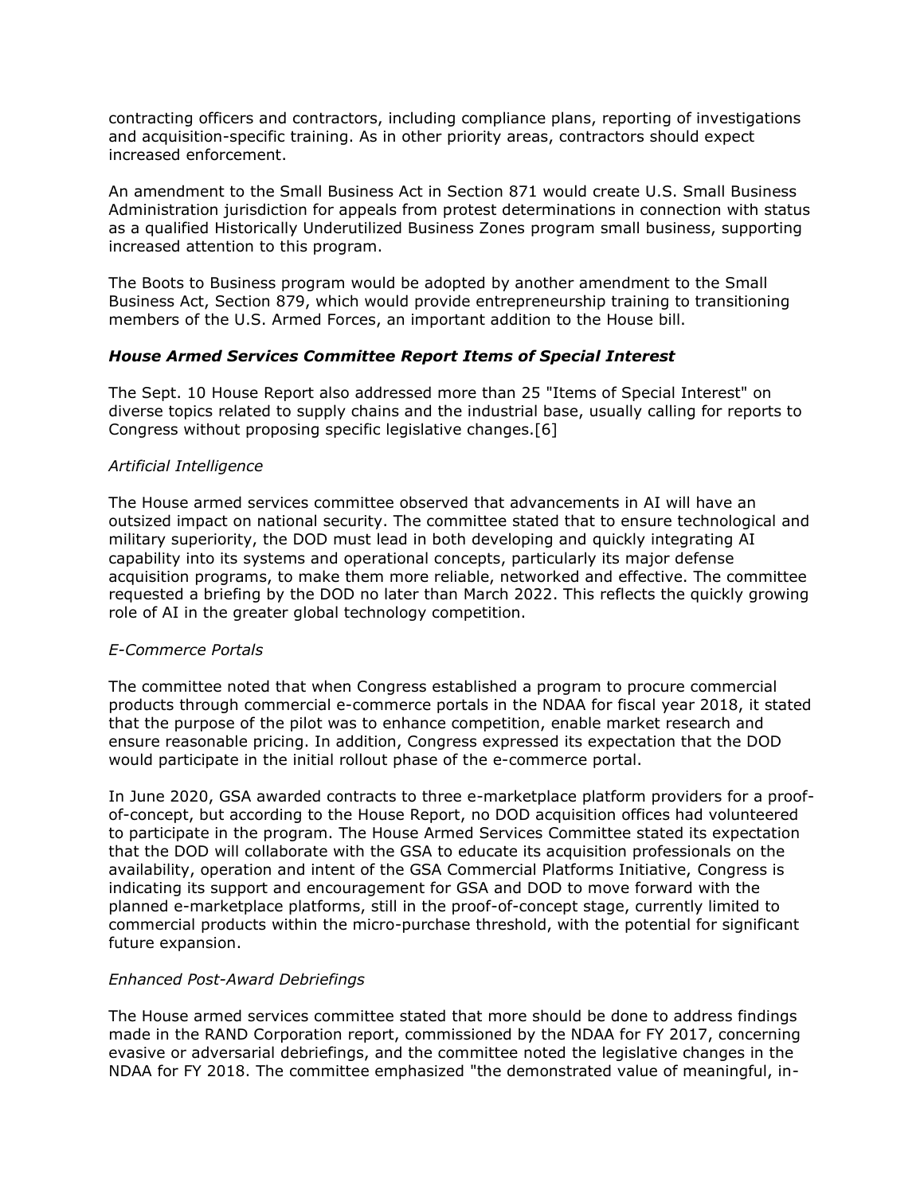contracting officers and contractors, including compliance plans, reporting of investigations and acquisition-specific training. As in other priority areas, contractors should expect increased enforcement.

An amendment to the Small Business Act in Section 871 would create U.S. Small Business Administration jurisdiction for appeals from protest determinations in connection with status as a qualified Historically Underutilized Business Zones program small business, supporting increased attention to this program.

The Boots to Business program would be adopted by another amendment to the Small Business Act, Section 879, which would provide entrepreneurship training to transitioning members of the U.S. Armed Forces, an important addition to the House bill.

### *House Armed Services Committee Report Items of Special Interest*

The Sept. 10 House Report also addressed more than 25 "Items of Special Interest" on diverse topics related to supply chains and the industrial base, usually calling for reports to Congress without proposing specific legislative changes.[6]

#### *Artificial Intelligence*

The House armed services committee observed that advancements in AI will have an outsized impact on national security. The committee stated that to ensure technological and military superiority, the DOD must lead in both developing and quickly integrating AI capability into its systems and operational concepts, particularly its major defense acquisition programs, to make them more reliable, networked and effective. The committee requested a briefing by the DOD no later than March 2022. This reflects the quickly growing role of AI in the greater global technology competition.

#### *E-Commerce Portals*

The committee noted that when Congress established a program to procure commercial products through commercial e-commerce portals in the NDAA for fiscal year 2018, it stated that the purpose of the pilot was to enhance competition, enable market research and ensure reasonable pricing. In addition, Congress expressed its expectation that the DOD would participate in the initial rollout phase of the e-commerce portal.

In June 2020, GSA awarded contracts to three e-marketplace platform providers for a proof-of-concept, but according to the House Report, no DOD acquisition offices had volunteered to participate in the program. The House Armed Services Committee stated its expectation that the DOD will collaborate with the GSA to educate its acquisition professionals on the availability, operation and intent of the GSA Commercial Platforms Initiative, Congress is indicating its support and encouragement for GSA and DOD to move forward with the planned e-marketplace platforms, still in the proof-of-concept stage, currently limited to commercial products within the micro-purchase threshold, with the potential for significant future expansion.

#### *Enhanced Post-Award Debriefings*

The House armed services committee stated that more should be done to address findings made in the RAND Corporation report, commissioned by the NDAA for FY 2017, concerning evasive or adversarial debriefings, and the committee noted the legislative changes in the NDAA for FY 2018. The committee emphasized "the demonstrated value of meaningful, in-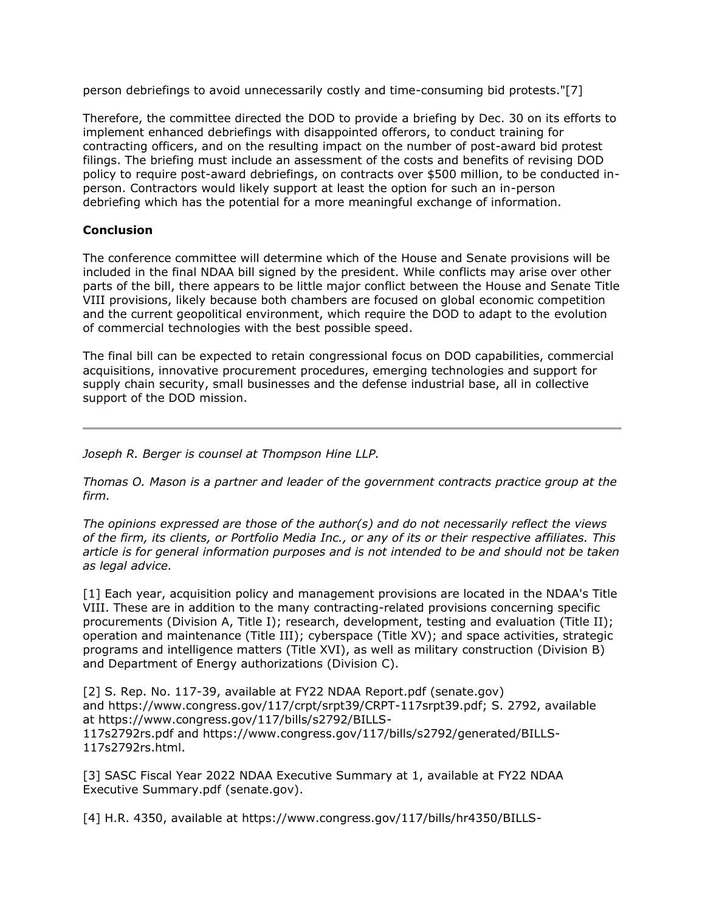person debriefings to avoid unnecessarily costly and time-consuming bid protests."[7]

Therefore, the committee directed the DOD to provide a briefing by Dec. 30 on its efforts to implement enhanced debriefings with disappointed offerors, to conduct training for contracting officers, and on the resulting impact on the number of post-award bid protest filings. The briefing must include an assessment of the costs and benefits of revising DOD policy to require post-award debriefings, on contracts over $500 million, to be conducted in-person. Contractors would likely support at least the option for such an in-person debriefing which has the potential for a more meaningful exchange of information.

**Conclusion**

The conference committee will determine which of the House and Senate provisions will be included in the final NDAA bill signed by the president. While conflicts may arise over other parts of the bill, there appears to be little major conflict between the House and Senate Title VIII provisions, likely because both chambers are focused on global economic competition and the current geopolitical environment, which require the DOD to adapt to the evolution of commercial technologies with the best possible speed.

The final bill can be expected to retain congressional focus on DOD capabilities, commercial acquisitions, innovative procurement procedures, emerging technologies and support for supply chain security, small businesses and the defense industrial base, all in collective support of the DOD mission.

---

*Joseph R. Berger is counsel at Thompson Hine LLP.*

*Thomas O. Mason is a partner and leader of the government contracts practice group at the firm.*

*The opinions expressed are those of the author(s) and do not necessarily reflect the views of the firm, its clients, or Portfolio Media Inc., or any of its or their respective affiliates. This article is for general information purposes and is not intended to be and should not be taken as legal advice.*

[1] Each year, acquisition policy and management provisions are located in the NDAA's Title VIII. These are in addition to the many contracting-related provisions concerning specific procurements (Division A, Title I); research, development, testing and evaluation (Title II); operation and maintenance (Title III); cyberspace (Title XV); and space activities, strategic programs and intelligence matters (Title XVI), as well as military construction (Division B) and Department of Energy authorizations (Division C).

[2] S. Rep. No. 117-39, available at FY22 NDAA Report.pdf (senate.gov) and https://www.congress.gov/117/crpt/srpt39/CRPT-117srpt39.pdf; S. 2792, available at https://www.congress.gov/117/bills/s2792/BILLS-117s2792rs.pdf and https://www.congress.gov/117/bills/s2792/generated/BILLS-117s2792rs.html.

[3] SASC Fiscal Year 2022 NDAA Executive Summary at 1, available at FY22 NDAA Executive Summary.pdf (senate.gov).

[4] H.R. 4350, available at https://www.congress.gov/117/bills/hr4350/BILLS-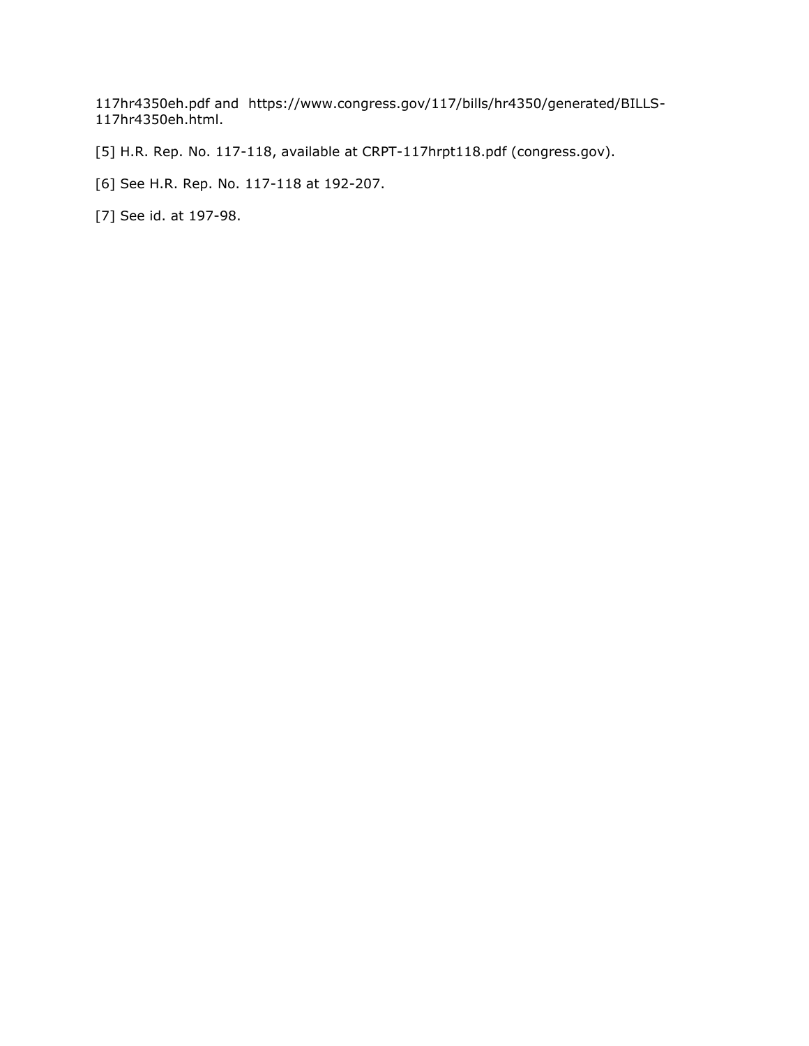117hr4350eh.pdf and https://www.congress.gov/117/bills/hr4350/generated/BILLS-117hr4350eh.html.

[5] H.R. Rep. No. 117-118, available at CRPT-117hrpt118.pdf (congress.gov).

[6] See H.R. Rep. No. 117-118 at 192-207.

[7] See id. at 197-98.